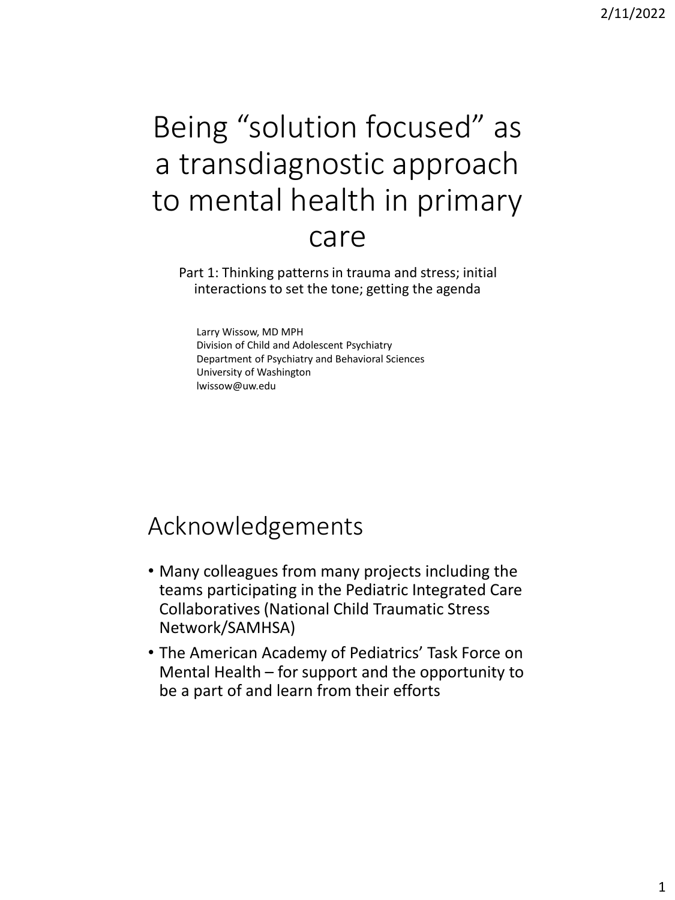# Being “solution focused” as a transdiagnostic approach to mental health in primary care

Part 1: Thinking patterns in trauma and stress; initial interactions to set the tone; getting the agenda

Larry Wissow, MD MPH
Division of Child and Adolescent Psychiatry
Department of Psychiatry and Behavioral Sciences
University of Washington
lwissow@uw.edu

## Acknowledgements

- Many colleagues from many projects including the teams participating in the Pediatric Integrated Care Collaboratives (National Child Traumatic Stress Network/SAMHSA)
- The American Academy of Pediatrics’ Task Force on Mental Health – for support and the opportunity to be a part of and learn from their efforts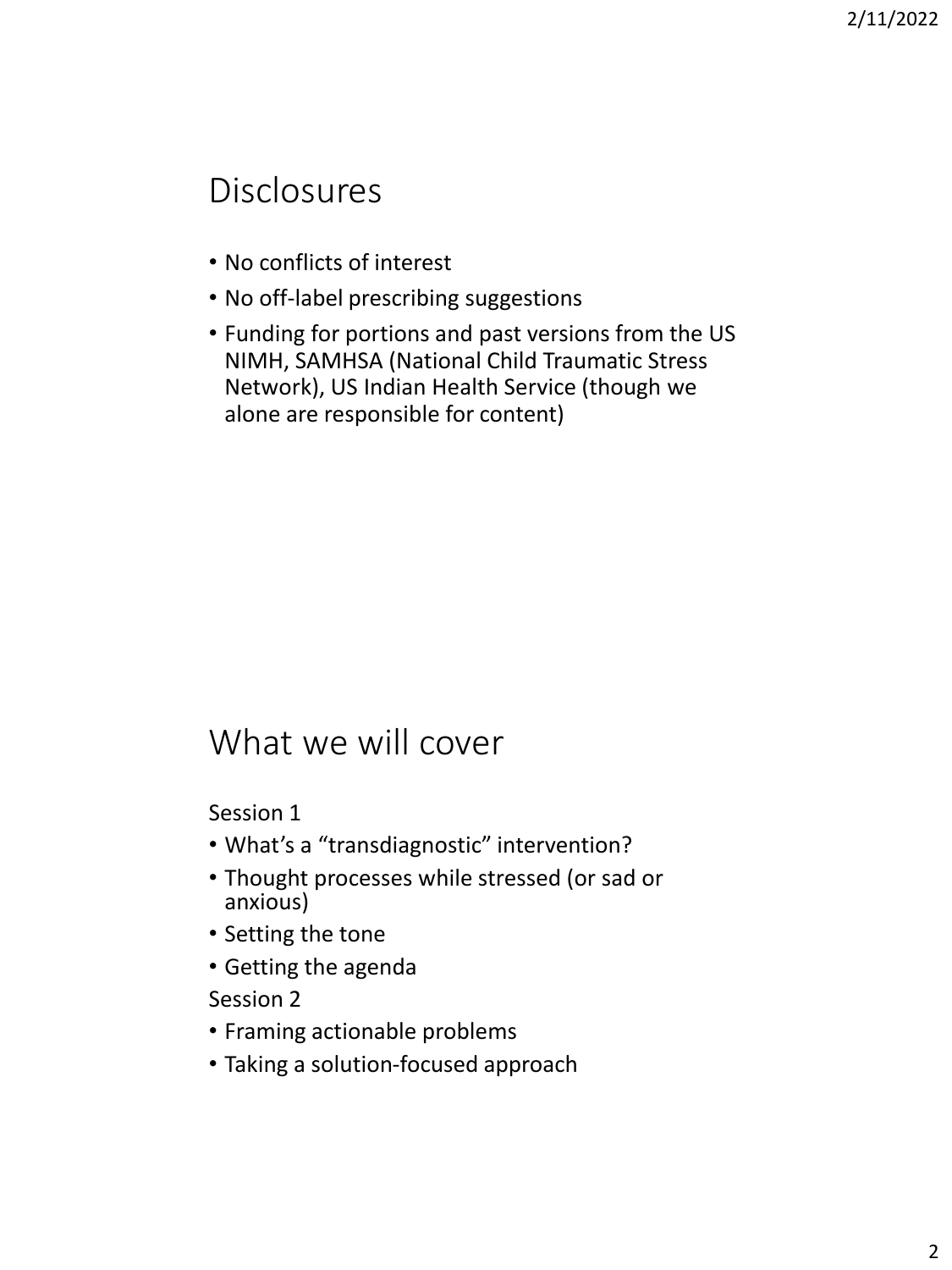## Disclosures

- No conflicts of interest
- No off-label prescribing suggestions
- Funding for portions and past versions from the US NIMH, SAMHSA (National Child Traumatic Stress Network), US Indian Health Service (though we alone are responsible for content)

## What we will cover

Session 1

- What's a "transdiagnostic" intervention?
- Thought processes while stressed (or sad or anxious)
- Setting the tone
- Getting the agenda

Session 2

- Framing actionable problems
- Taking a solution-focused approach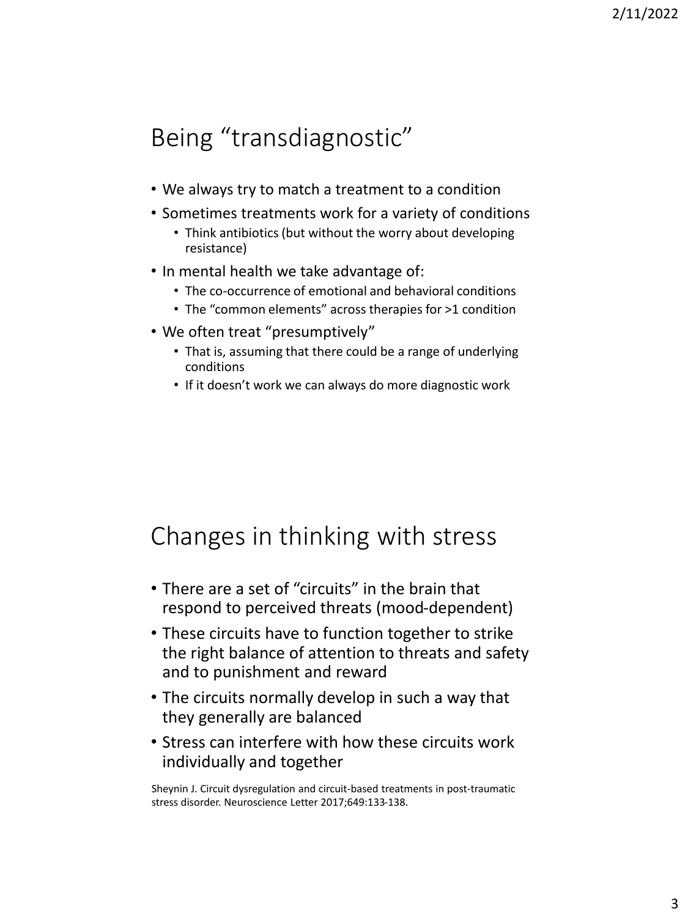## Being "transdiagnostic"

- We always try to match a treatment to a condition
- Sometimes treatments work for a variety of conditions
  - Think antibiotics (but without the worry about developing resistance)
- In mental health we take advantage of:
  - The co-occurrence of emotional and behavioral conditions
  - The "common elements" across therapies for >1 condition
- We often treat "presumptively"
  - That is, assuming that there could be a range of underlying conditions
  - If it doesn't work we can always do more diagnostic work

## Changes in thinking with stress

- There are a set of "circuits" in the brain that respond to perceived threats (mood-dependent)
- These circuits have to function together to strike the right balance of attention to threats and safety and to punishment and reward
- The circuits normally develop in such a way that they generally are balanced
- Stress can interfere with how these circuits work individually and together

Sheynin J. Circuit dysregulation and circuit-based treatments in post-traumatic stress disorder. Neuroscience Letter 2017;649:133-138.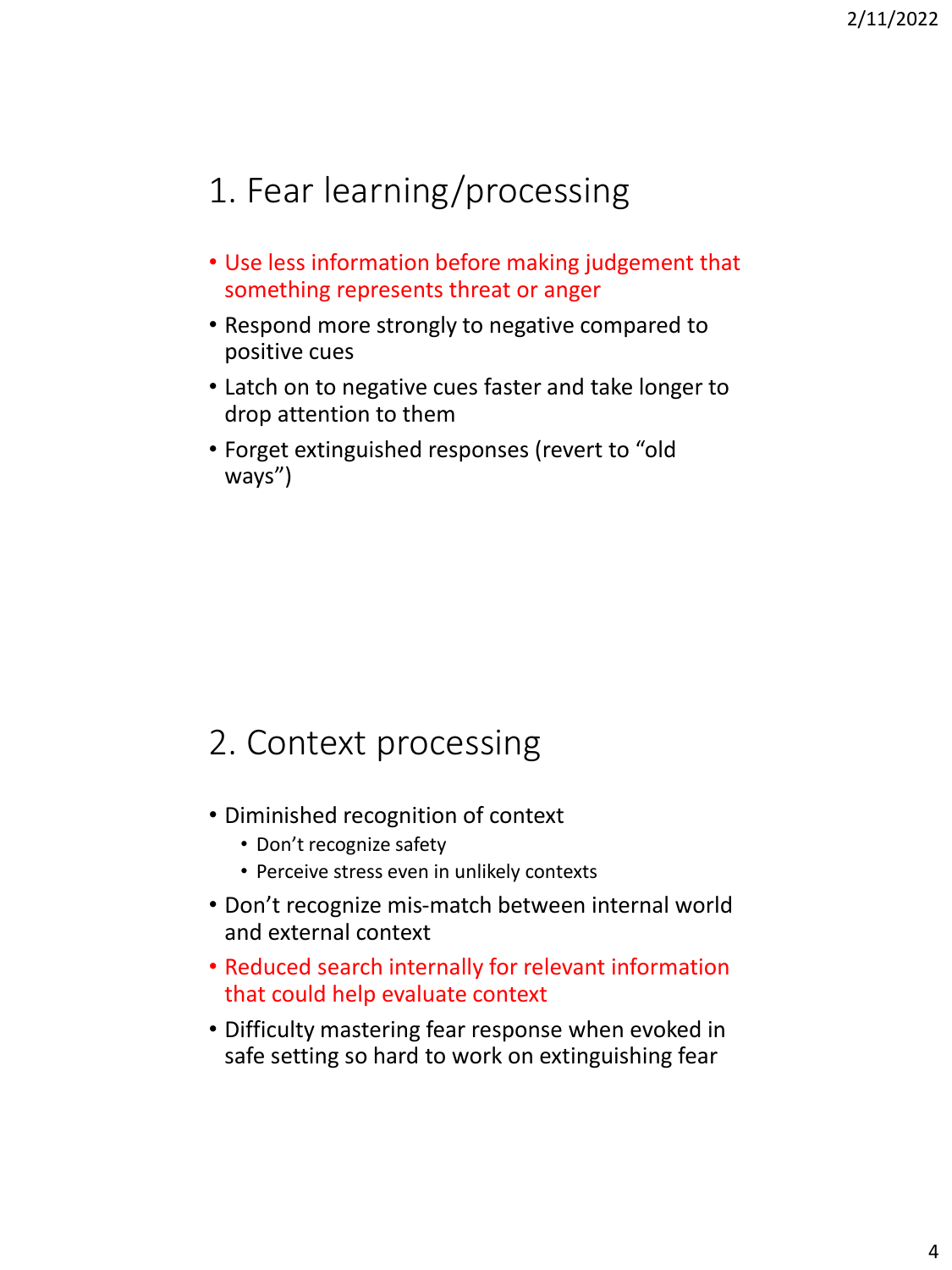## 1. Fear learning/processing

- Use less information before making judgement that something represents threat or anger
- Respond more strongly to negative compared to positive cues
- Latch on to negative cues faster and take longer to drop attention to them
- Forget extinguished responses (revert to "old ways")

## 2. Context processing

- Diminished recognition of context
  - Don't recognize safety
  - Perceive stress even in unlikely contexts
- Don't recognize mis-match between internal world and external context
- Reduced search internally for relevant information that could help evaluate context
- Difficulty mastering fear response when evoked in safe setting so hard to work on extinguishing fear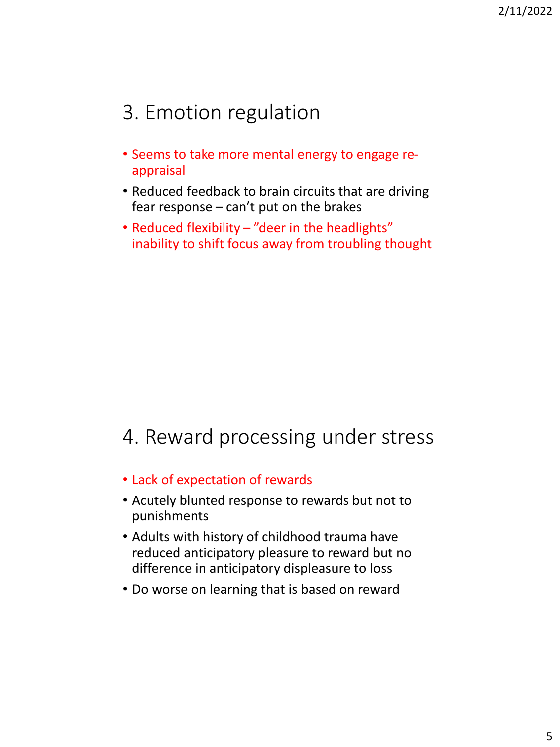## 3. Emotion regulation

- Seems to take more mental energy to engage re-appraisal
- Reduced feedback to brain circuits that are driving fear response – can't put on the brakes
- Reduced flexibility – "deer in the headlights" inability to shift focus away from troubling thought

## 4. Reward processing under stress

- Lack of expectation of rewards
- Acutely blunted response to rewards but not to punishments
- Adults with history of childhood trauma have reduced anticipatory pleasure to reward but no difference in anticipatory displeasure to loss
- Do worse on learning that is based on reward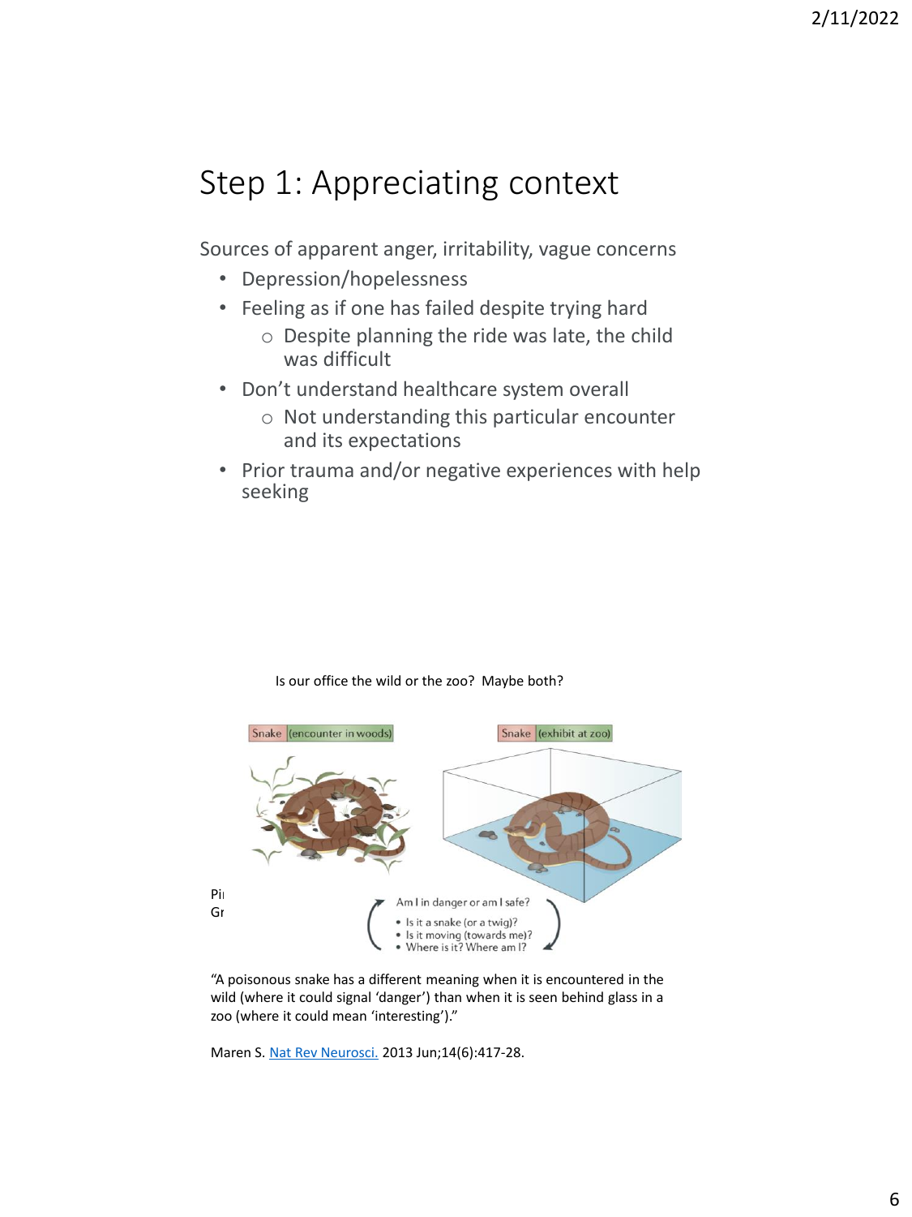# Step 1: Appreciating context

Sources of apparent anger, irritability, vague concerns

- Depression/hopelessness
- Feeling as if one has failed despite trying hard
  - Despite planning the ride was late, the child was difficult
- Don't understand healthcare system overall
  - Not understanding this particular encounter and its expectations
- Prior trauma and/or negative experiences with help seeking

Is our office the wild or the zoo? Maybe both?

Snake (encounter in woods)

Snake (exhibit at zoo)

Am I in danger or am I safe?

- Is it a snake (or a twig)?
- Is it moving (towards me)?
- Where is it? Where am I?

Pi
Gr

"A poisonous snake has a different meaning when it is encountered in the wild (where it could signal 'danger') than when it is seen behind glass in a zoo (where it could mean 'interesting')."

Maren S. Nat Rev Neurosci. 2013 Jun;14(6):417-28.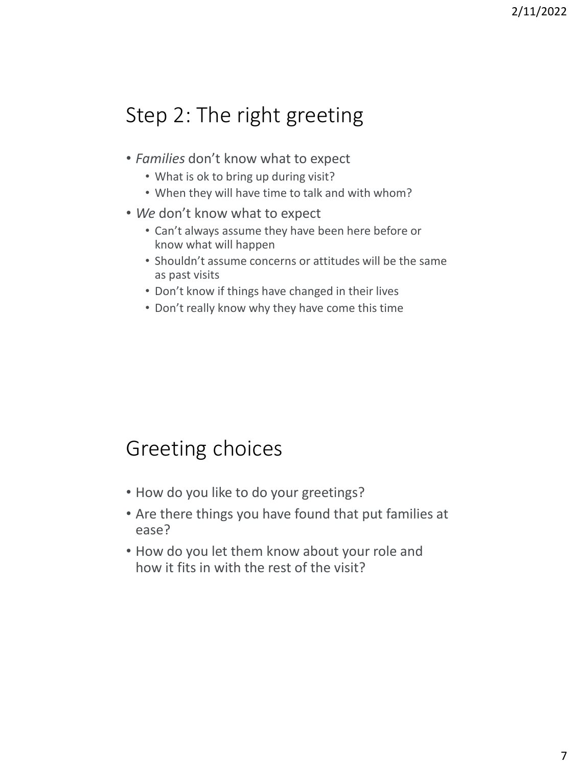## Step 2: The right greeting

- *Families* don't know what to expect
  - What is ok to bring up during visit?
  - When they will have time to talk and with whom?
- *We* don't know what to expect
  - Can't always assume they have been here before or know what will happen
  - Shouldn't assume concerns or attitudes will be the same as past visits
  - Don't know if things have changed in their lives
  - Don't really know why they have come this time

## Greeting choices

- How do you like to do your greetings?
- Are there things you have found that put families at ease?
- How do you let them know about your role and how it fits in with the rest of the visit?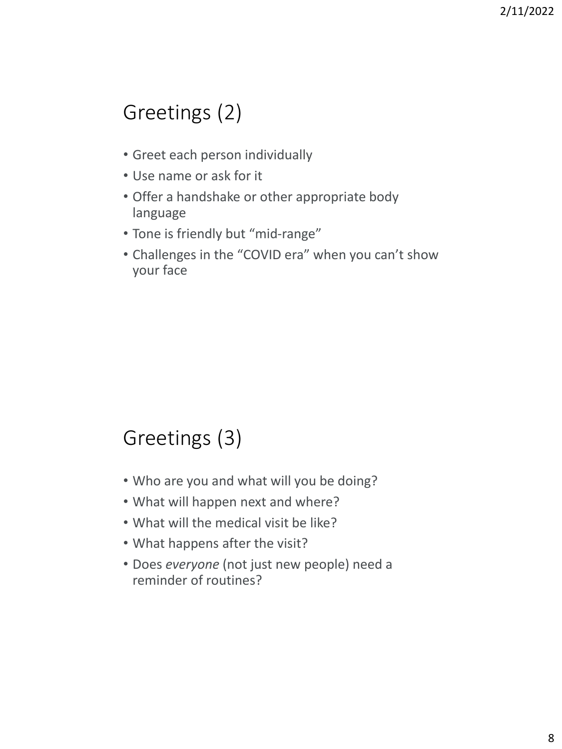## Greetings (2)

- Greet each person individually
- Use name or ask for it
- Offer a handshake or other appropriate body language
- Tone is friendly but "mid-range"
- Challenges in the "COVID era" when you can't show your face

## Greetings (3)

- Who are you and what will you be doing?
- What will happen next and where?
- What will the medical visit be like?
- What happens after the visit?
- Does *everyone* (not just new people) need a reminder of routines?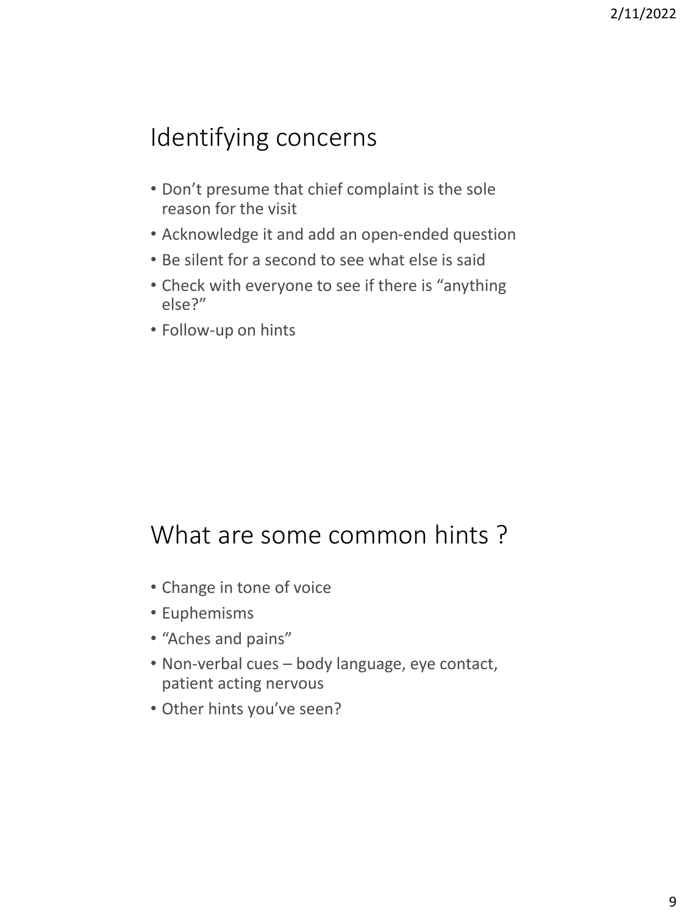## Identifying concerns

- Don't presume that chief complaint is the sole reason for the visit
- Acknowledge it and add an open-ended question
- Be silent for a second to see what else is said
- Check with everyone to see if there is "anything else?"
- Follow-up on hints

## What are some common hints ?

- Change in tone of voice
- Euphemisms
- "Aches and pains"
- Non-verbal cues – body language, eye contact, patient acting nervous
- Other hints you've seen?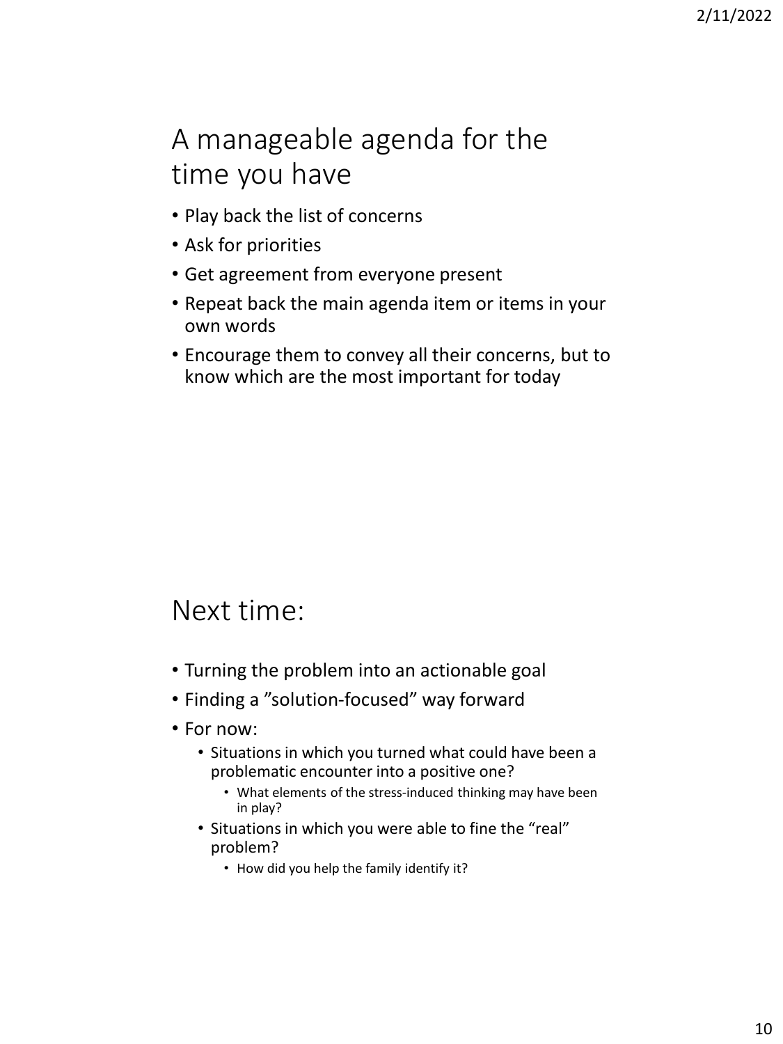## A manageable agenda for the time you have

- Play back the list of concerns
- Ask for priorities
- Get agreement from everyone present
- Repeat back the main agenda item or items in your own words
- Encourage them to convey all their concerns, but to know which are the most important for today

## Next time:

- Turning the problem into an actionable goal
- Finding a ”solution-focused” way forward
- For now:
  - Situations in which you turned what could have been a problematic encounter into a positive one?
    - What elements of the stress-induced thinking may have been in play?
  - Situations in which you were able to fine the “real” problem?
    - How did you help the family identify it?